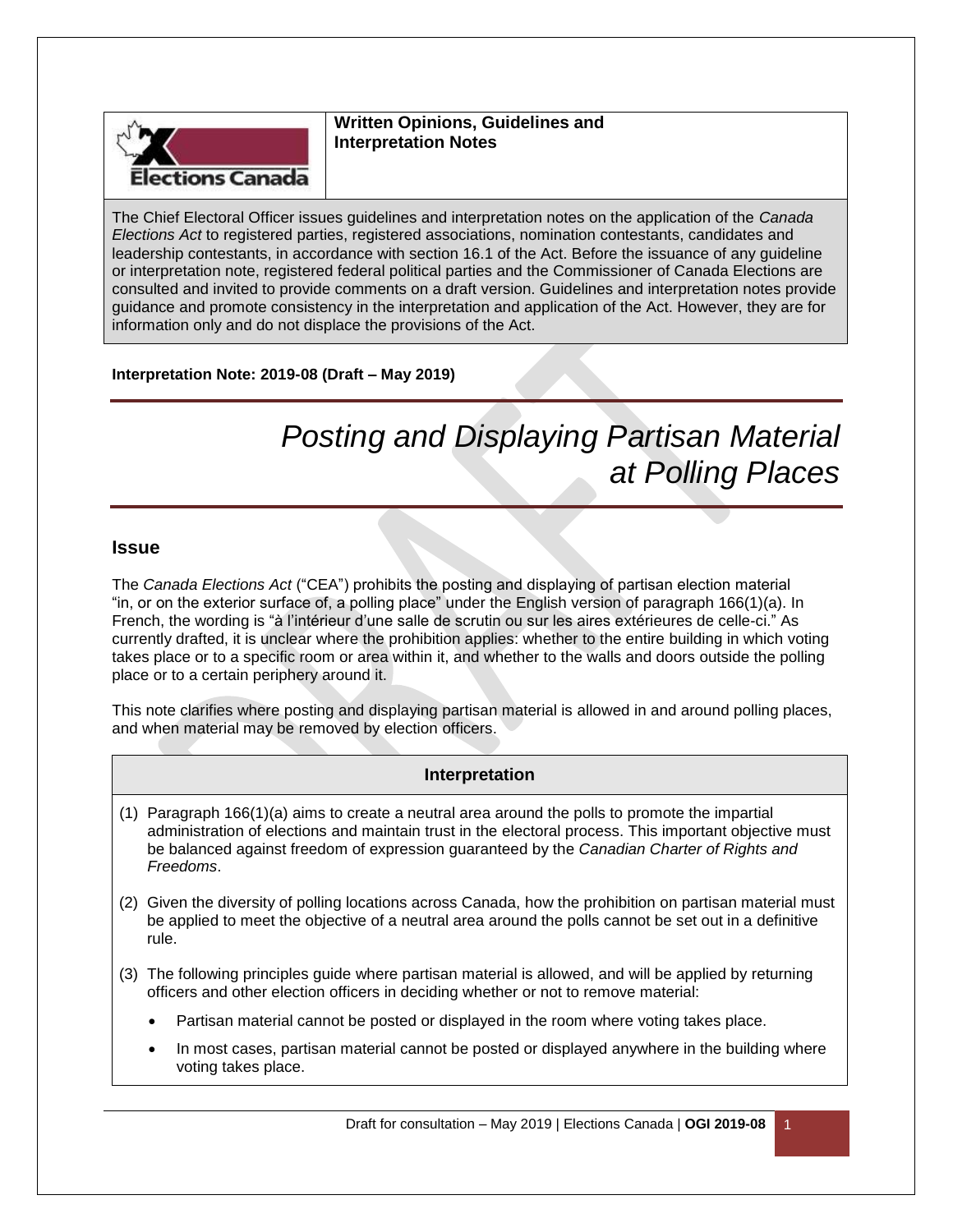**Written Opinions, Guidelines and Interpretation Notes**

The Chief Electoral Officer issues guidelines and interpretation notes on the application of the *Canada Elections Act* to registered parties, registered associations, nomination contestants, candidates and leadership contestants, in accordance with section 16.1 of the Act. Before the issuance of any guideline or interpretation note, registered federal political parties and the Commissioner of Canada Elections are consulted and invited to provide comments on a draft version. Guidelines and interpretation notes provide guidance and promote consistency in the interpretation and application of the Act. However, they are for information only and do not displace the provisions of the Act.

**Interpretation Note: 2019-08 (Draft – May 2019)**

# *Posting and Displaying Partisan Material at Polling Places*

## Issue

The *Canada Elections Act* ("CEA") prohibits the posting and displaying of partisan election material "in, or on the exterior surface of, a polling place" under the English version of paragraph 166(1)(a). In French, the wording is "à l'intérieur d'une salle de scrutin ou sur les aires extérieures de celle-ci." As currently drafted, it is unclear where the prohibition applies: whether to the entire building in which voting takes place or to a specific room or area within it, and whether to the walls and doors outside the polling place or to a certain periphery around it.

This note clarifies where posting and displaying partisan material is allowed in and around polling places, and when material may be removed by election officers.

### Interpretation

(1) Paragraph 166(1)(a) aims to create a neutral area around the polls to promote the impartial administration of elections and maintain trust in the electoral process. This important objective must be balanced against freedom of expression guaranteed by the *Canadian Charter of Rights and Freedoms*.

(2) Given the diversity of polling locations across Canada, how the prohibition on partisan material must be applied to meet the objective of a neutral area around the polls cannot be set out in a definitive rule.

(3) The following principles guide where partisan material is allowed, and will be applied by returning officers and other election officers in deciding whether or not to remove material:

- Partisan material cannot be posted or displayed in the room where voting takes place.
- In most cases, partisan material cannot be posted or displayed anywhere in the building where voting takes place.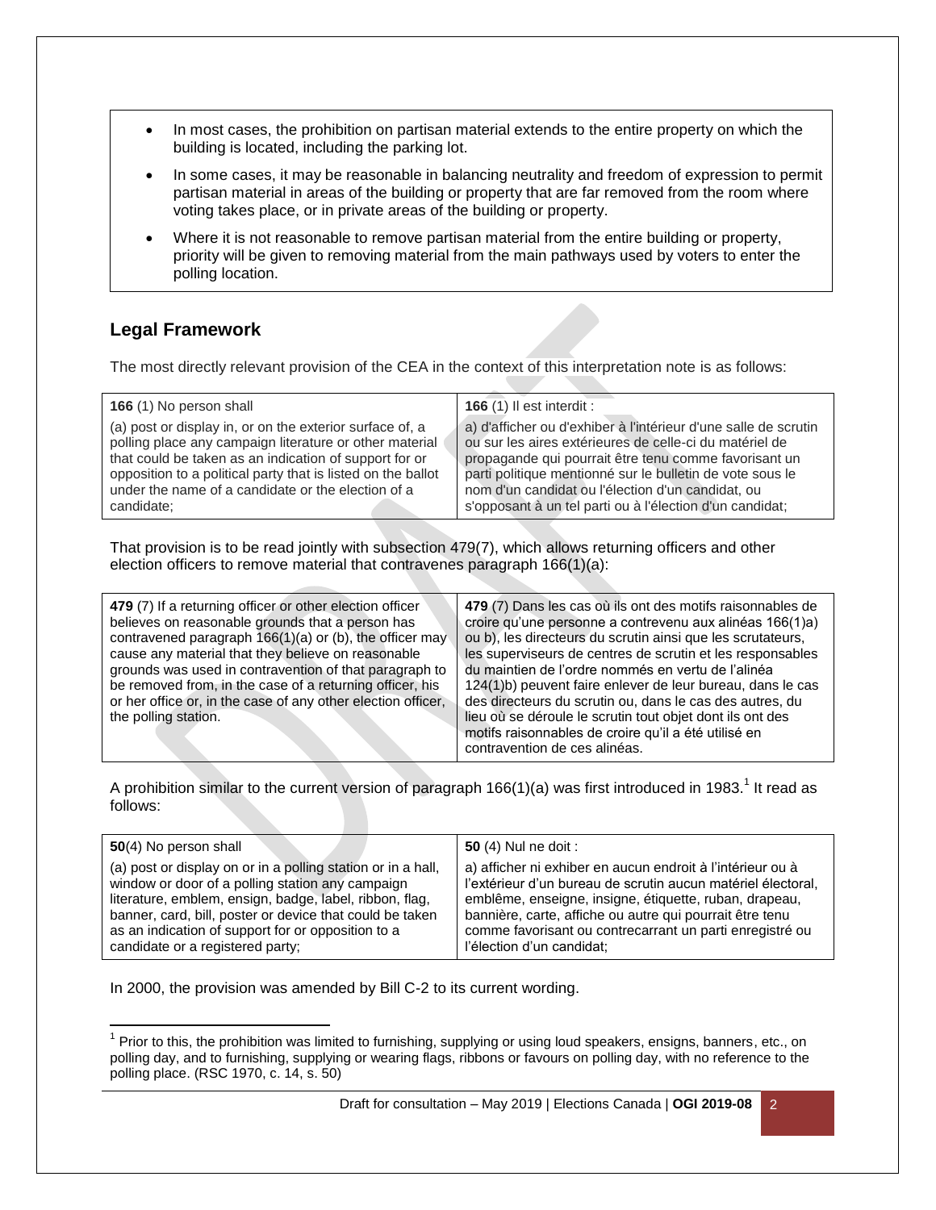- In most cases, the prohibition on partisan material extends to the entire property on which the building is located, including the parking lot.
- In some cases, it may be reasonable in balancing neutrality and freedom of expression to permit partisan material in areas of the building or property that are far removed from the room where voting takes place, or in private areas of the building or property.
- Where it is not reasonable to remove partisan material from the entire building or property, priority will be given to removing material from the main pathways used by voters to enter the polling location.

## Legal Framework

The most directly relevant provision of the CEA in the context of this interpretation note is as follows:

| **166** (1) No person shall | **166** (1) Il est interdit : |
|---|---|
| (a) post or display in, or on the exterior surface of, a polling place any campaign literature or other material that could be taken as an indication of support for or opposition to a political party that is listed on the ballot under the name of a candidate or the election of a candidate; | a) d'afficher ou d'exhiber à l'intérieur d'une salle de scrutin ou sur les aires extérieures de celle-ci du matériel de propagande qui pourrait être tenu comme favorisant un parti politique mentionné sur le bulletin de vote sous le nom d'un candidat ou l'élection d'un candidat, ou s'opposant à un tel parti ou à l'élection d'un candidat; |

That provision is to be read jointly with subsection 479(7), which allows returning officers and other election officers to remove material that contravenes paragraph 166(1)(a):

| **479** (7) If a returning officer or other election officer believes on reasonable grounds that a person has contravened paragraph 166(1)(a) or (b), the officer may cause any material that they believe on reasonable grounds was used in contravention of that paragraph to be removed from, in the case of a returning officer, his or her office or, in the case of any other election officer, the polling station. | **479** (7) Dans les cas où ils ont des motifs raisonnables de croire qu'une personne a contrevenu aux alinéas 166(1)a) ou b), les directeurs du scrutin ainsi que les scrutateurs, les superviseurs de centres de scrutin et les responsables du maintien de l'ordre nommés en vertu de l'alinéa 124(1)b) peuvent faire enlever de leur bureau, dans le cas des directeurs du scrutin ou, dans le cas des autres, du lieu où se déroule le scrutin tout objet dont ils ont des motifs raisonnables de croire qu'il a été utilisé en contravention de ces alinéas. |
|---|---|

A prohibition similar to the current version of paragraph 166(1)(a) was first introduced in 1983.[1] It read as follows:

| **50**(4) No person shall | **50** (4) Nul ne doit : |
|---|---|
| (a) post or display on or in a polling station or in a hall, window or door of a polling station any campaign literature, emblem, ensign, badge, label, ribbon, flag, banner, card, bill, poster or device that could be taken as an indication of support for or opposition to a candidate or a registered party; | a) afficher ni exhiber en aucun endroit à l'intérieur ou à l'extérieur d'un bureau de scrutin aucun matériel électoral, emblême, enseigne, insigne, étiquette, ruban, drapeau, bannière, carte, affiche ou autre qui pourrait être tenu comme favorisant ou contrecarrant un parti enregistré ou l'élection d'un candidat; |

In 2000, the provision was amended by Bill C-2 to its current wording.

[1] Prior to this, the prohibition was limited to furnishing, supplying or using loud speakers, ensigns, banners, etc., on polling day, and to furnishing, supplying or wearing flags, ribbons or favours on polling day, with no reference to the polling place. (RSC 1970, c. 14, s. 50)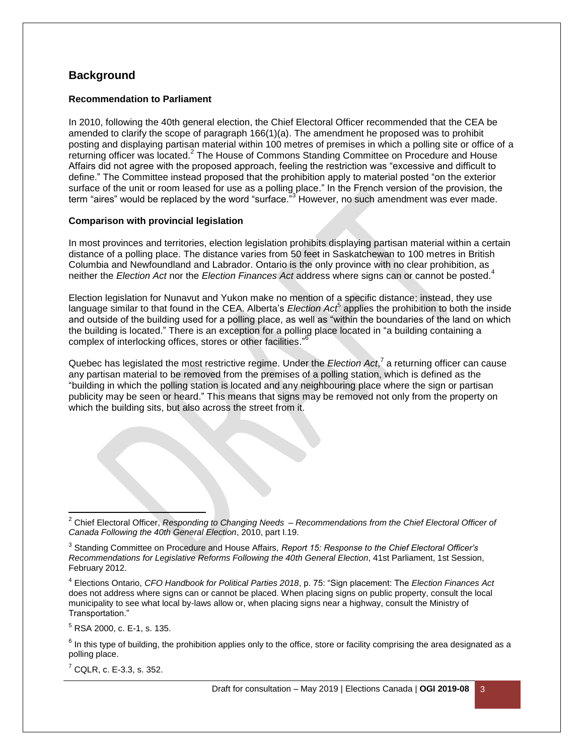## Background

### Recommendation to Parliament

In 2010, following the 40th general election, the Chief Electoral Officer recommended that the CEA be amended to clarify the scope of paragraph 166(1)(a). The amendment he proposed was to prohibit posting and displaying partisan material within 100 metres of premises in which a polling site or office of a returning officer was located.[2] The House of Commons Standing Committee on Procedure and House Affairs did not agree with the proposed approach, feeling the restriction was "excessive and difficult to define." The Committee instead proposed that the prohibition apply to material posted "on the exterior surface of the unit or room leased for use as a polling place." In the French version of the provision, the term "aires" would be replaced by the word "surface."[3] However, no such amendment was ever made.

### Comparison with provincial legislation

In most provinces and territories, election legislation prohibits displaying partisan material within a certain distance of a polling place. The distance varies from 50 feet in Saskatchewan to 100 metres in British Columbia and Newfoundland and Labrador. Ontario is the only province with no clear prohibition, as neither the *Election Act* nor the *Election Finances Act* address where signs can or cannot be posted.[4]

Election legislation for Nunavut and Yukon make no mention of a specific distance; instead, they use language similar to that found in the CEA. Alberta's *Election Act*[5] applies the prohibition to both the inside and outside of the building used for a polling place, as well as "within the boundaries of the land on which the building is located." There is an exception for a polling place located in "a building containing a complex of interlocking offices, stores or other facilities."[6]

Quebec has legislated the most restrictive regime. Under the *Election Act*,[7] a returning officer can cause any partisan material to be removed from the premises of a polling station, which is defined as the "building in which the polling station is located and any neighbouring place where the sign or partisan publicity may be seen or heard." This means that signs may be removed not only from the property on which the building sits, but also across the street from it.

---

[2] Chief Electoral Officer, *Responding to Changing Needs – Recommendations from the Chief Electoral Officer of Canada Following the 40th General Election*, 2010, part I.19.

[3] Standing Committee on Procedure and House Affairs, *Report 15: Response to the Chief Electoral Officer's Recommendations for Legislative Reforms Following the 40th General Election*, 41st Parliament, 1st Session, February 2012.

[4] Elections Ontario, *CFO Handbook for Political Parties 2018*, p. 75: "Sign placement: The *Election Finances Act* does not address where signs can or cannot be placed. When placing signs on public property, consult the local municipality to see what local by-laws allow or, when placing signs near a highway, consult the Ministry of Transportation."

[5] RSA 2000, c. E-1, s. 135.

[6] In this type of building, the prohibition applies only to the office, store or facility comprising the area designated as a polling place.

[7] CQLR, c. E-3.3, s. 352.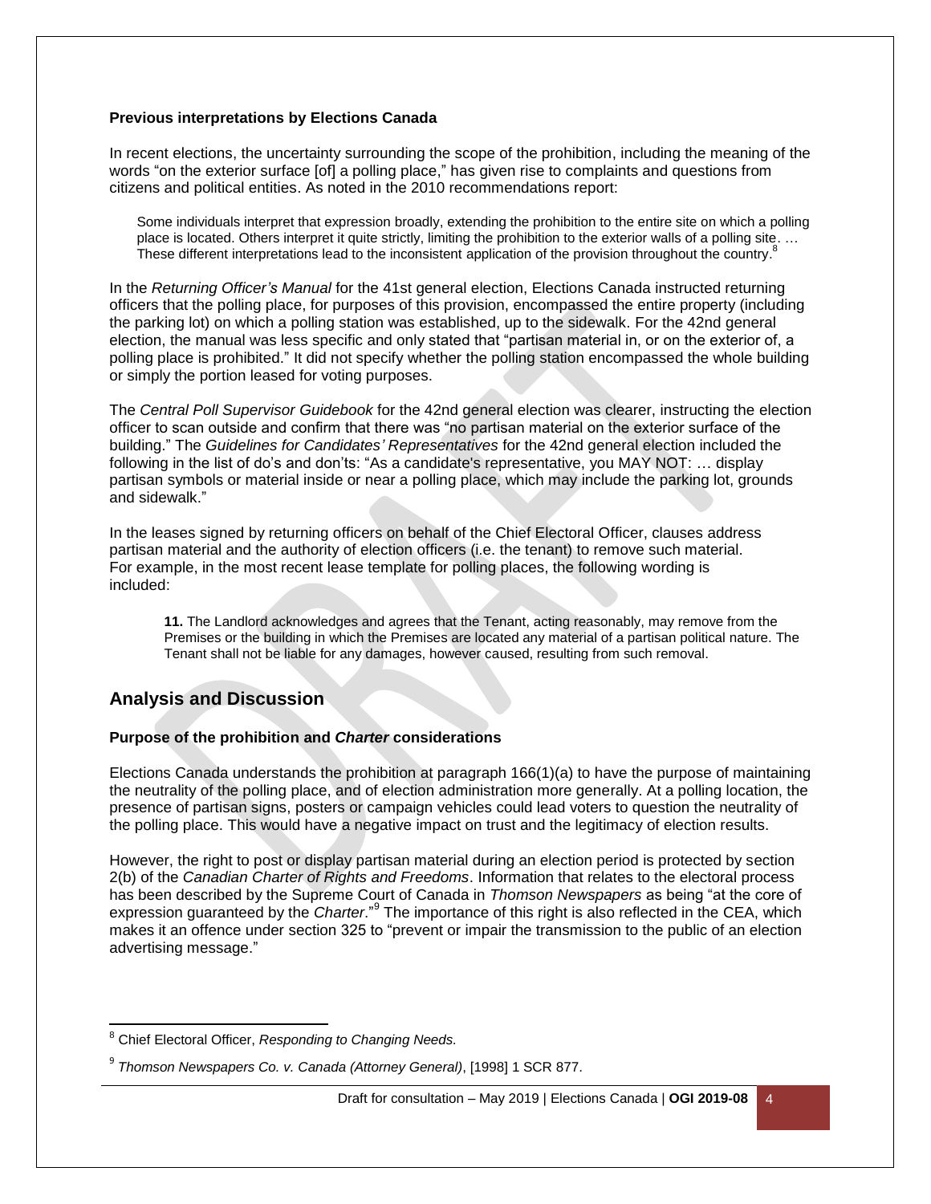#### Previous interpretations by Elections Canada

In recent elections, the uncertainty surrounding the scope of the prohibition, including the meaning of the words "on the exterior surface [of] a polling place," has given rise to complaints and questions from citizens and political entities. As noted in the 2010 recommendations report:

> Some individuals interpret that expression broadly, extending the prohibition to the entire site on which a polling place is located. Others interpret it quite strictly, limiting the prohibition to the exterior walls of a polling site. … These different interpretations lead to the inconsistent application of the provision throughout the country.[8]

In the *Returning Officer's Manual* for the 41st general election, Elections Canada instructed returning officers that the polling place, for purposes of this provision, encompassed the entire property (including the parking lot) on which a polling station was established, up to the sidewalk. For the 42nd general election, the manual was less specific and only stated that "partisan material in, or on the exterior of, a polling place is prohibited." It did not specify whether the polling station encompassed the whole building or simply the portion leased for voting purposes.

The *Central Poll Supervisor Guidebook* for the 42nd general election was clearer, instructing the election officer to scan outside and confirm that there was "no partisan material on the exterior surface of the building." The *Guidelines for Candidates' Representatives* for the 42nd general election included the following in the list of do's and don'ts: "As a candidate's representative, you MAY NOT: … display partisan symbols or material inside or near a polling place, which may include the parking lot, grounds and sidewalk."

In the leases signed by returning officers on behalf of the Chief Electoral Officer, clauses address partisan material and the authority of election officers (i.e. the tenant) to remove such material. For example, in the most recent lease template for polling places, the following wording is included:

> **11.** The Landlord acknowledges and agrees that the Tenant, acting reasonably, may remove from the Premises or the building in which the Premises are located any material of a partisan political nature. The Tenant shall not be liable for any damages, however caused, resulting from such removal.

## Analysis and Discussion

#### Purpose of the prohibition and *Charter* considerations

Elections Canada understands the prohibition at paragraph 166(1)(a) to have the purpose of maintaining the neutrality of the polling place, and of election administration more generally. At a polling location, the presence of partisan signs, posters or campaign vehicles could lead voters to question the neutrality of the polling place. This would have a negative impact on trust and the legitimacy of election results.

However, the right to post or display partisan material during an election period is protected by section 2(b) of the *Canadian Charter of Rights and Freedoms*. Information that relates to the electoral process has been described by the Supreme Court of Canada in *Thomson Newspapers* as being "at the core of expression guaranteed by the *Charter*."[9] The importance of this right is also reflected in the CEA, which makes it an offence under section 325 to "prevent or impair the transmission to the public of an election advertising message."

---

[8] Chief Electoral Officer, *Responding to Changing Needs.*

[9] *Thomson Newspapers Co. v. Canada (Attorney General)*, [1998] 1 SCR 877.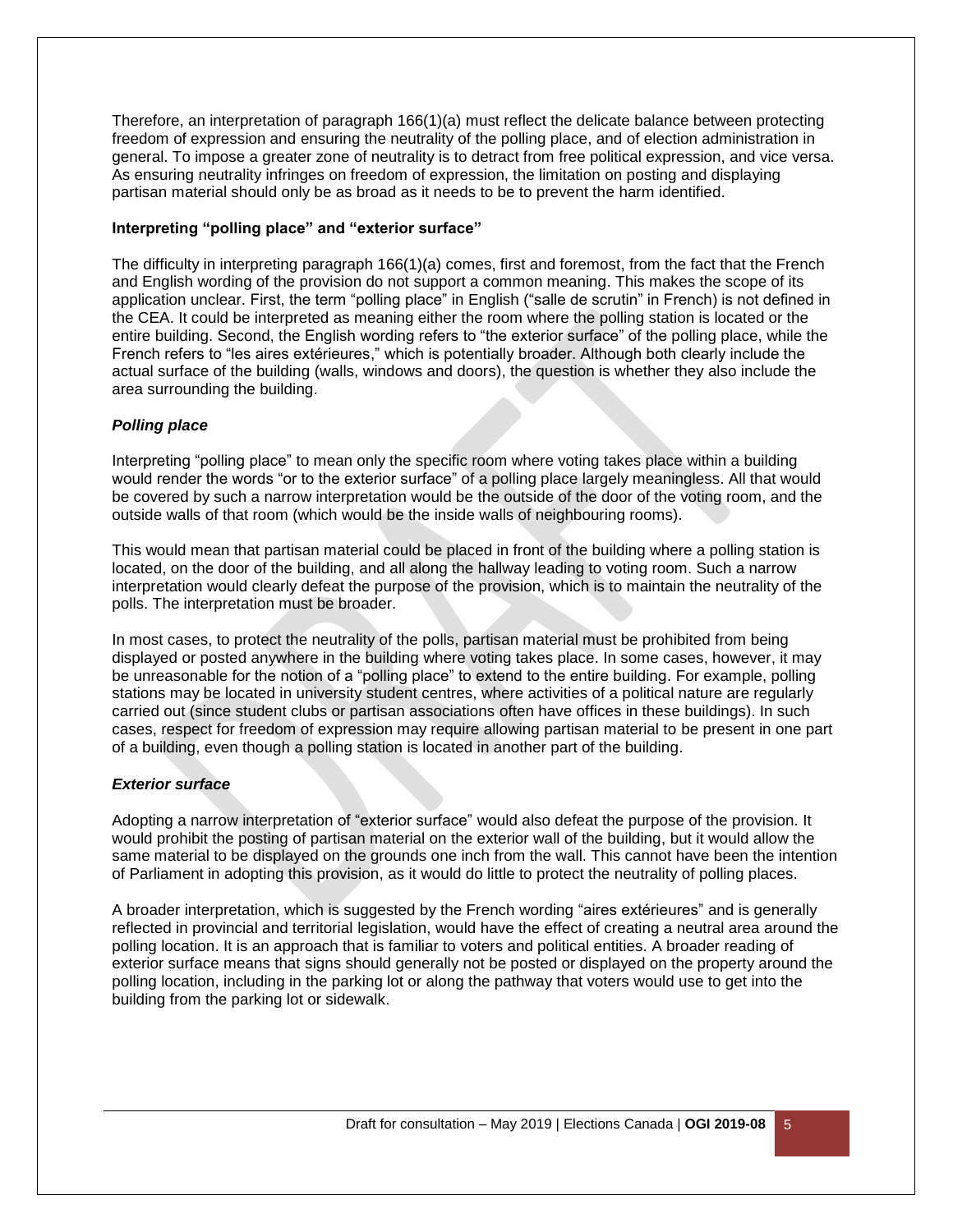Therefore, an interpretation of paragraph 166(1)(a) must reflect the delicate balance between protecting freedom of expression and ensuring the neutrality of the polling place, and of election administration in general. To impose a greater zone of neutrality is to detract from free political expression, and vice versa. As ensuring neutrality infringes on freedom of expression, the limitation on posting and displaying partisan material should only be as broad as it needs to be to prevent the harm identified.

**Interpreting "polling place" and "exterior surface"**

The difficulty in interpreting paragraph 166(1)(a) comes, first and foremost, from the fact that the French and English wording of the provision do not support a common meaning. This makes the scope of its application unclear. First, the term "polling place" in English ("salle de scrutin" in French) is not defined in the CEA. It could be interpreted as meaning either the room where the polling station is located or the entire building. Second, the English wording refers to "the exterior surface" of the polling place, while the French refers to "les aires extérieures," which is potentially broader. Although both clearly include the actual surface of the building (walls, windows and doors), the question is whether they also include the area surrounding the building.

***Polling place***

Interpreting "polling place" to mean only the specific room where voting takes place within a building would render the words "or to the exterior surface" of a polling place largely meaningless. All that would be covered by such a narrow interpretation would be the outside of the door of the voting room, and the outside walls of that room (which would be the inside walls of neighbouring rooms).

This would mean that partisan material could be placed in front of the building where a polling station is located, on the door of the building, and all along the hallway leading to voting room. Such a narrow interpretation would clearly defeat the purpose of the provision, which is to maintain the neutrality of the polls. The interpretation must be broader.

In most cases, to protect the neutrality of the polls, partisan material must be prohibited from being displayed or posted anywhere in the building where voting takes place. In some cases, however, it may be unreasonable for the notion of a "polling place" to extend to the entire building. For example, polling stations may be located in university student centres, where activities of a political nature are regularly carried out (since student clubs or partisan associations often have offices in these buildings). In such cases, respect for freedom of expression may require allowing partisan material to be present in one part of a building, even though a polling station is located in another part of the building.

***Exterior surface***

Adopting a narrow interpretation of "exterior surface" would also defeat the purpose of the provision. It would prohibit the posting of partisan material on the exterior wall of the building, but it would allow the same material to be displayed on the grounds one inch from the wall. This cannot have been the intention of Parliament in adopting this provision, as it would do little to protect the neutrality of polling places.

A broader interpretation, which is suggested by the French wording "aires extérieures" and is generally reflected in provincial and territorial legislation, would have the effect of creating a neutral area around the polling location. It is an approach that is familiar to voters and political entities. A broader reading of exterior surface means that signs should generally not be posted or displayed on the property around the polling location, including in the parking lot or along the pathway that voters would use to get into the building from the parking lot or sidewalk.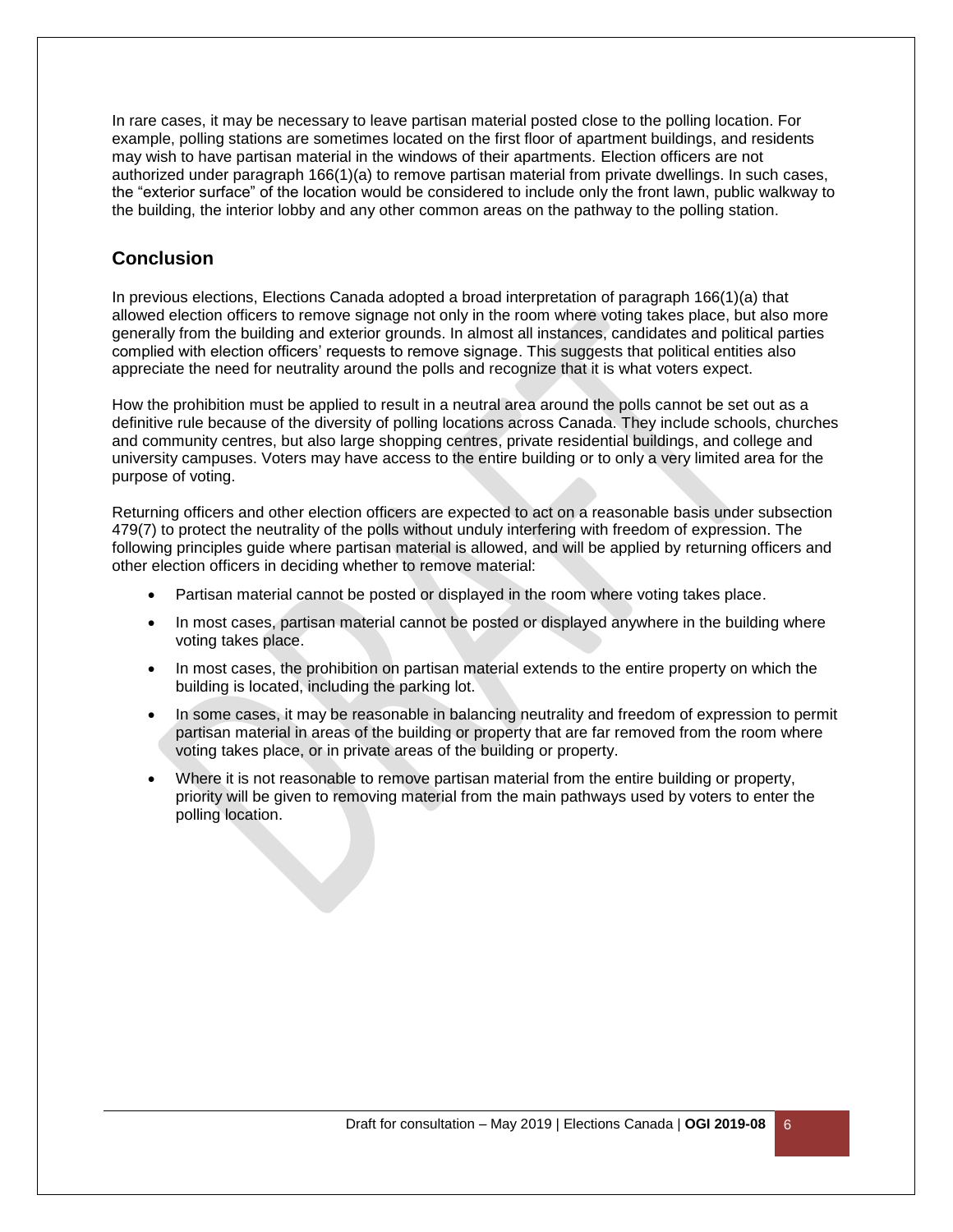In rare cases, it may be necessary to leave partisan material posted close to the polling location. For example, polling stations are sometimes located on the first floor of apartment buildings, and residents may wish to have partisan material in the windows of their apartments. Election officers are not authorized under paragraph 166(1)(a) to remove partisan material from private dwellings. In such cases, the "exterior surface" of the location would be considered to include only the front lawn, public walkway to the building, the interior lobby and any other common areas on the pathway to the polling station.

## Conclusion

In previous elections, Elections Canada adopted a broad interpretation of paragraph 166(1)(a) that allowed election officers to remove signage not only in the room where voting takes place, but also more generally from the building and exterior grounds. In almost all instances, candidates and political parties complied with election officers' requests to remove signage. This suggests that political entities also appreciate the need for neutrality around the polls and recognize that it is what voters expect.

How the prohibition must be applied to result in a neutral area around the polls cannot be set out as a definitive rule because of the diversity of polling locations across Canada. They include schools, churches and community centres, but also large shopping centres, private residential buildings, and college and university campuses. Voters may have access to the entire building or to only a very limited area for the purpose of voting.

Returning officers and other election officers are expected to act on a reasonable basis under subsection 479(7) to protect the neutrality of the polls without unduly interfering with freedom of expression. The following principles guide where partisan material is allowed, and will be applied by returning officers and other election officers in deciding whether to remove material:

- Partisan material cannot be posted or displayed in the room where voting takes place.
- In most cases, partisan material cannot be posted or displayed anywhere in the building where voting takes place.
- In most cases, the prohibition on partisan material extends to the entire property on which the building is located, including the parking lot.
- In some cases, it may be reasonable in balancing neutrality and freedom of expression to permit partisan material in areas of the building or property that are far removed from the room where voting takes place, or in private areas of the building or property.
- Where it is not reasonable to remove partisan material from the entire building or property, priority will be given to removing material from the main pathways used by voters to enter the polling location.